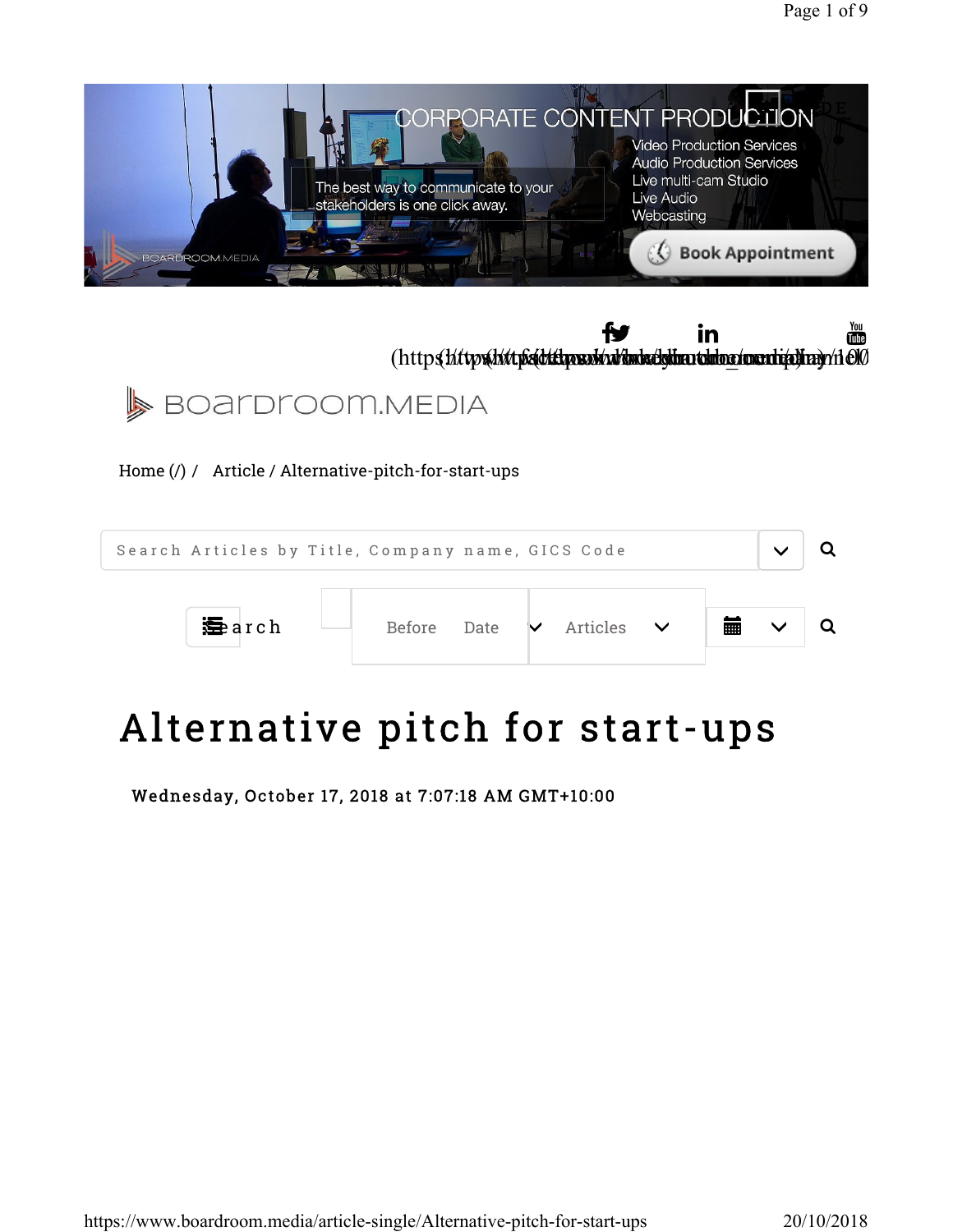CORPORATE CONTENT PRODUCTION

The best way to communicate to your stakeholders is one click away.

Video Production Services
Audio Production Services
Live multi-cam Studio
Live Audio
Webcasting

Book Appointment

BOARDROOM.MEDIA

Home (/) / Article / Alternative-pitch-for-start-ups

Search Articles by Title, Company name, GICS Code

Search Before Date Articles

# Alternative pitch for start-ups

**Wednesday, October 17, 2018 at 7:07:18 AM GMT+10:00**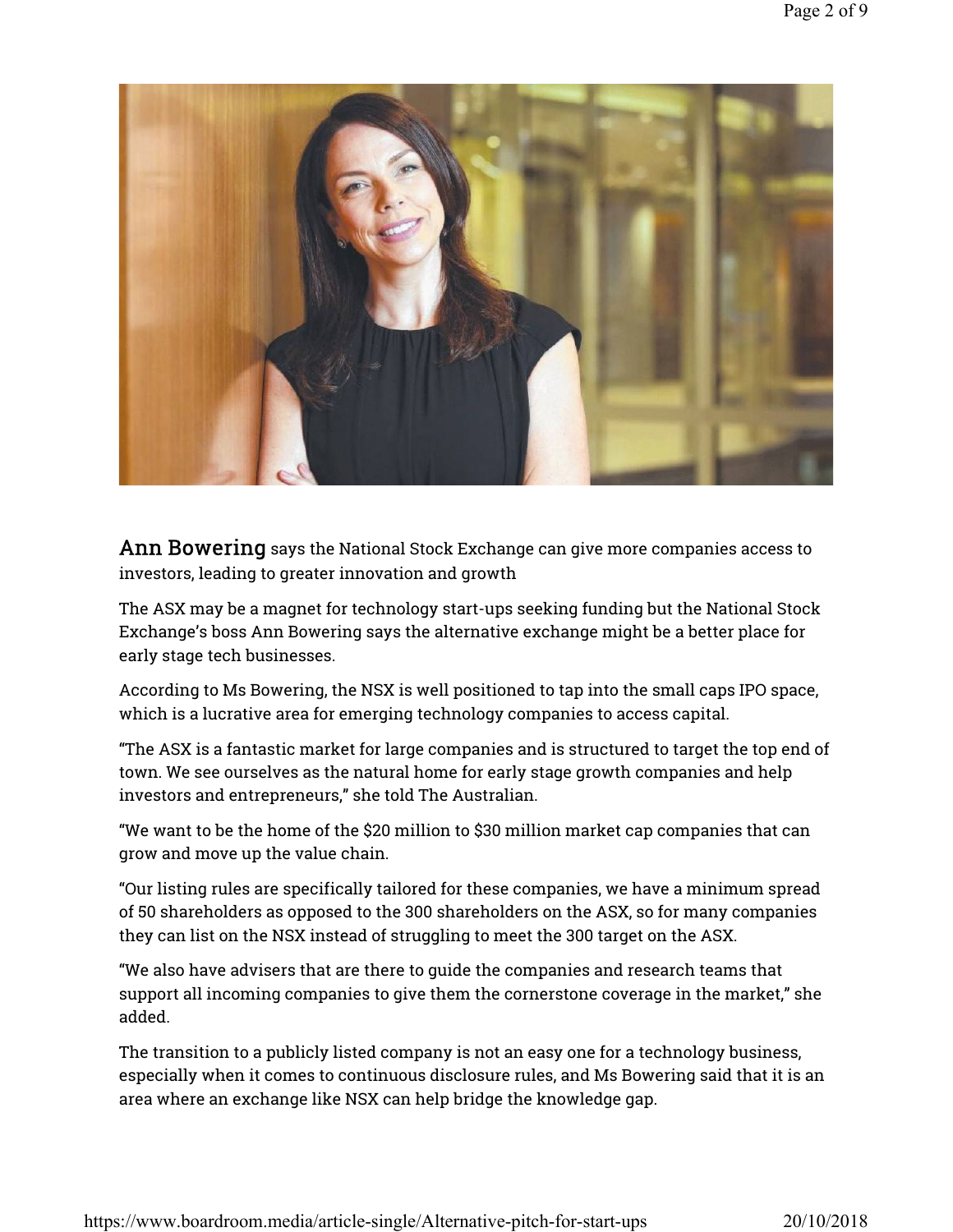**Ann Bowering** says the National Stock Exchange can give more companies access to investors, leading to greater innovation and growth

The ASX may be a magnet for technology start-ups seeking funding but the National Stock Exchange's boss Ann Bowering says the alternative exchange might be a better place for early stage tech businesses.

According to Ms Bowering, the NSX is well positioned to tap into the small caps IPO space, which is a lucrative area for emerging technology companies to access capital.

"The ASX is a fantastic market for large companies and is structured to target the top end of town. We see ourselves as the natural home for early stage growth companies and help investors and entrepreneurs," she told The Australian.

"We want to be the home of the $20 million to $30 million market cap companies that can grow and move up the value chain.

"Our listing rules are specifically tailored for these companies, we have a minimum spread of 50 shareholders as opposed to the 300 shareholders on the ASX, so for many companies they can list on the NSX instead of struggling to meet the 300 target on the ASX.

"We also have advisers that are there to guide the companies and research teams that support all incoming companies to give them the cornerstone coverage in the market," she added.

The transition to a publicly listed company is not an easy one for a technology business, especially when it comes to continuous disclosure rules, and Ms Bowering said that it is an area where an exchange like NSX can help bridge the knowledge gap.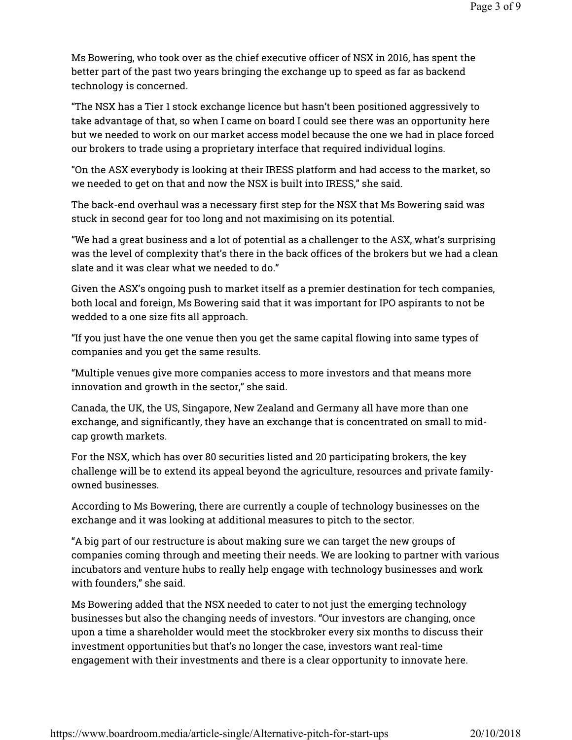Ms Bowering, who took over as the chief executive officer of NSX in 2016, has spent the better part of the past two years bringing the exchange up to speed as far as backend technology is concerned.

"The NSX has a Tier 1 stock exchange licence but hasn't been positioned aggressively to take advantage of that, so when I came on board I could see there was an opportunity here but we needed to work on our market access model because the one we had in place forced our brokers to trade using a proprietary interface that required individual logins.

"On the ASX everybody is looking at their IRESS platform and had access to the market, so we needed to get on that and now the NSX is built into IRESS," she said.

The back-end overhaul was a necessary first step for the NSX that Ms Bowering said was stuck in second gear for too long and not maximising on its potential.

"We had a great business and a lot of potential as a challenger to the ASX, what's surprising was the level of complexity that's there in the back offices of the brokers but we had a clean slate and it was clear what we needed to do."

Given the ASX's ongoing push to market itself as a premier destination for tech companies, both local and foreign, Ms Bowering said that it was important for IPO aspirants to not be wedded to a one size fits all approach.

"If you just have the one venue then you get the same capital flowing into same types of companies and you get the same results.

"Multiple venues give more companies access to more investors and that means more innovation and growth in the sector," she said.

Canada, the UK, the US, Singapore, New Zealand and Germany all have more than one exchange, and significantly, they have an exchange that is concentrated on small to mid-cap growth markets.

For the NSX, which has over 80 securities listed and 20 participating brokers, the key challenge will be to extend its appeal beyond the agriculture, resources and private family-owned businesses.

According to Ms Bowering, there are currently a couple of technology businesses on the exchange and it was looking at additional measures to pitch to the sector.

"A big part of our restructure is about making sure we can target the new groups of companies coming through and meeting their needs. We are looking to partner with various incubators and venture hubs to really help engage with technology businesses and work with founders," she said.

Ms Bowering added that the NSX needed to cater to not just the emerging technology businesses but also the changing needs of investors. "Our investors are changing, once upon a time a shareholder would meet the stockbroker every six months to discuss their investment opportunities but that's no longer the case, investors want real-time engagement with their investments and there is a clear opportunity to innovate here.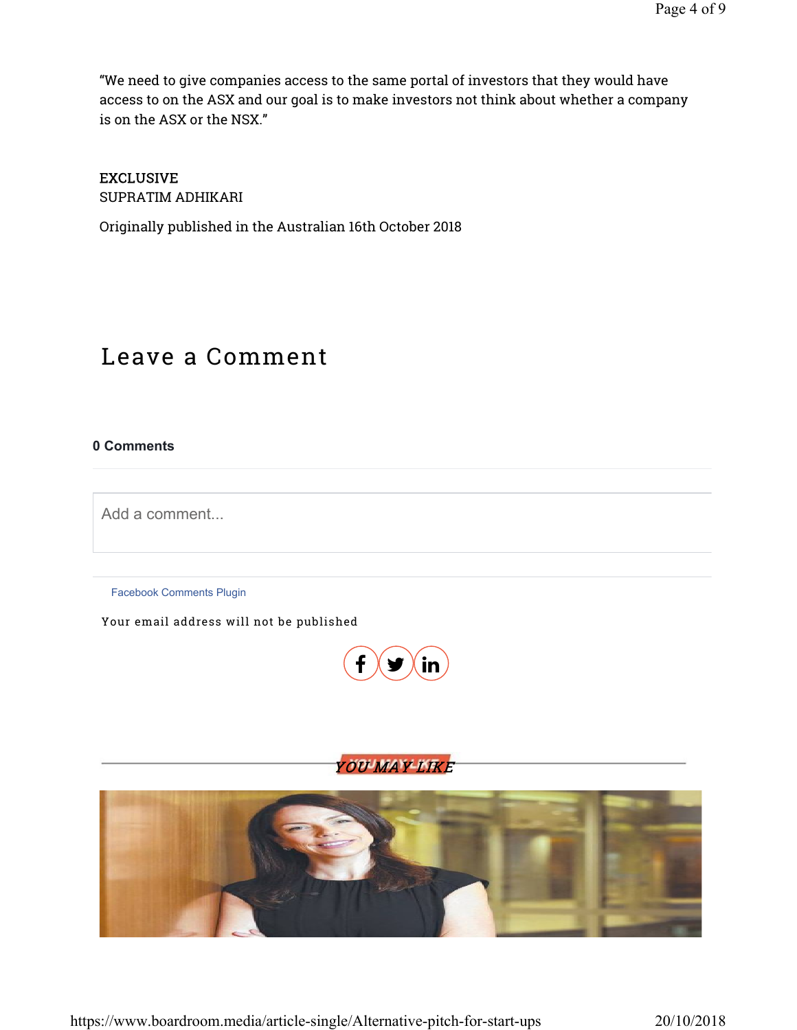"We need to give companies access to the same portal of investors that they would have access to on the ASX and our goal is to make investors not think about whether a company is on the ASX or the NSX."

EXCLUSIVE
SUPRATIM ADHIKARI

Originally published in the Australian 16th October 2018

# Leave a Comment

**0 Comments**

Add a comment...

Facebook Comments Plugin

Your email address will not be published

*YOU MAY LIKE*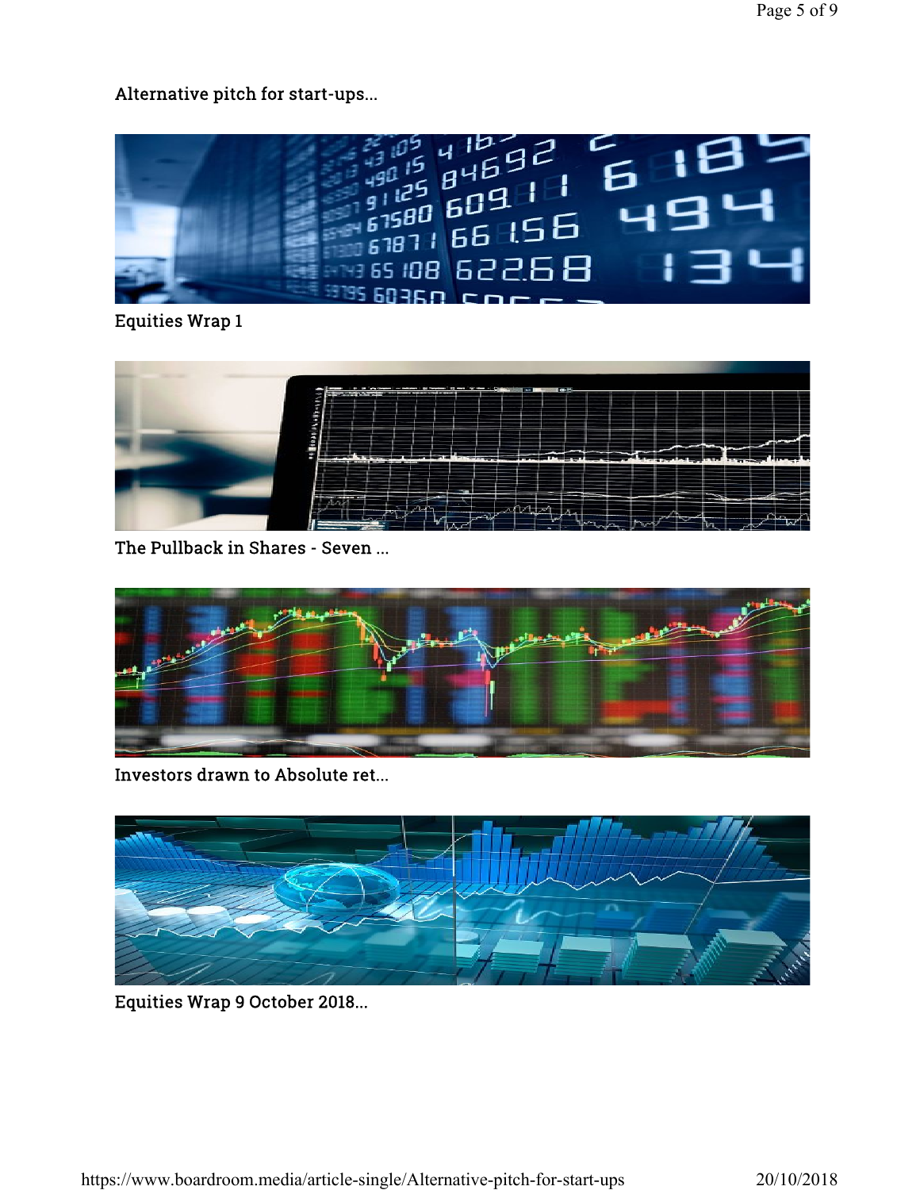Alternative pitch for start-ups...

Equities Wrap 1

The Pullback in Shares - Seven ...

Investors drawn to Absolute ret...

Equities Wrap 9 October 2018...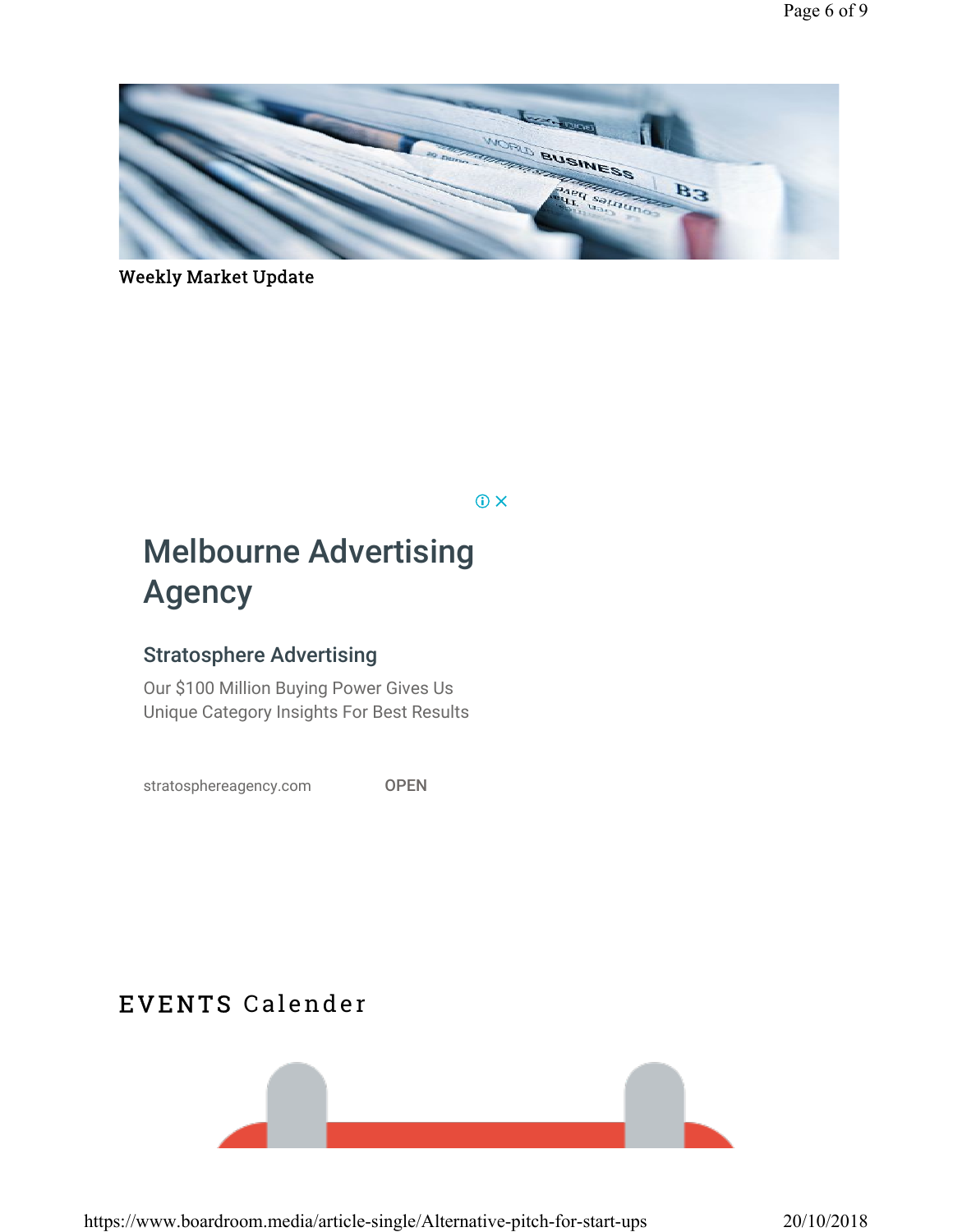Weekly Market Update

Melbourne Advertising Agency

Stratosphere Advertising

Our $100 Million Buying Power Gives Us Unique Category Insights For Best Results

stratosphereagency.com OPEN

## EVENTS Calender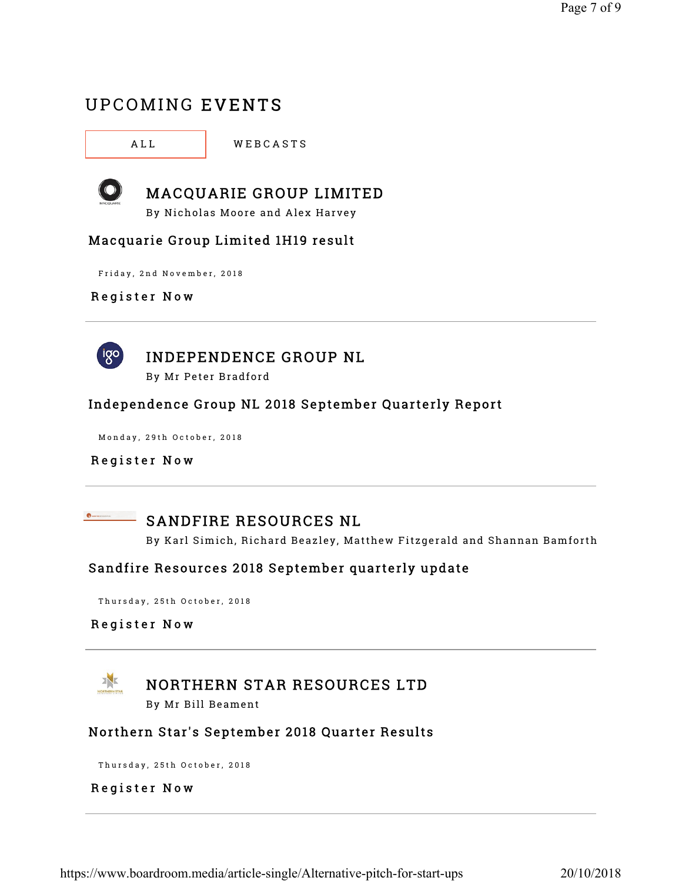## UPCOMING EVENTS

ALL WEBCASTS

### MACQUARIE GROUP LIMITED

By Nicholas Moore and Alex Harvey

**Macquarie Group Limited 1H19 result**

Friday, 2nd November, 2018

Register Now

---

### INDEPENDENCE GROUP NL

By Mr Peter Bradford

**Independence Group NL 2018 September Quarterly Report**

Monday, 29th October, 2018

Register Now

---

### SANDFIRE RESOURCES NL

By Karl Simich, Richard Beazley, Matthew Fitzgerald and Shannan Bamforth

**Sandfire Resources 2018 September quarterly update**

Thursday, 25th October, 2018

Register Now

---

### NORTHERN STAR RESOURCES LTD

By Mr Bill Beament

**Northern Star's September 2018 Quarter Results**

Thursday, 25th October, 2018

Register Now

---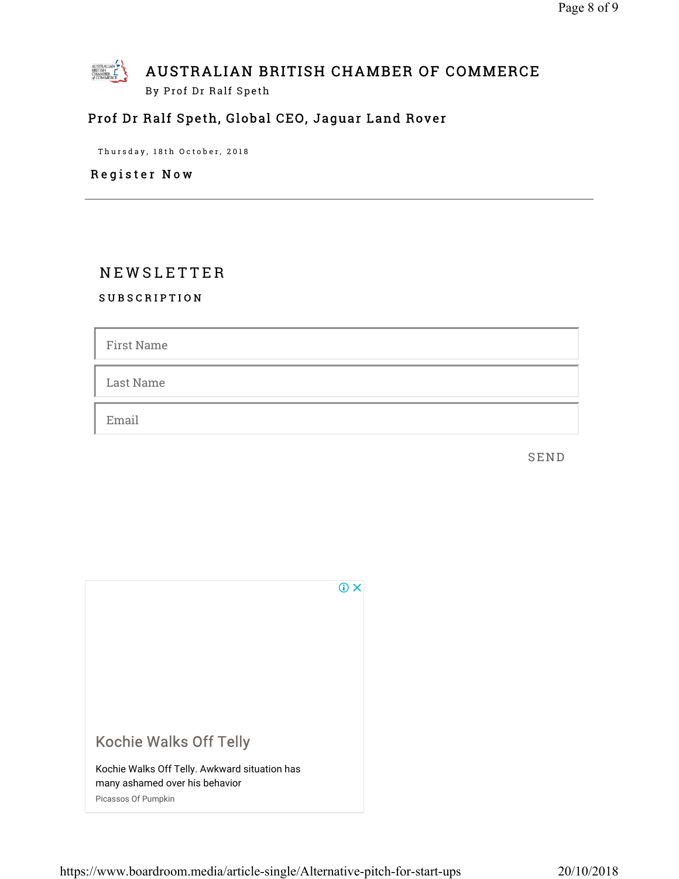AUSTRALIAN BRITISH CHAMBER OF COMMERCE

By Prof Dr Ralf Speth

**Prof Dr Ralf Speth, Global CEO, Jaguar Land Rover**

Thursday, 18th October, 2018

**Register Now**

---

## NEWSLETTER

### SUBSCRIPTION

First Name

Last Name

Email

SEND

Kochie Walks Off Telly

Kochie Walks Off Telly. Awkward situation has many ashamed over his behavior

Picassos Of Pumpkin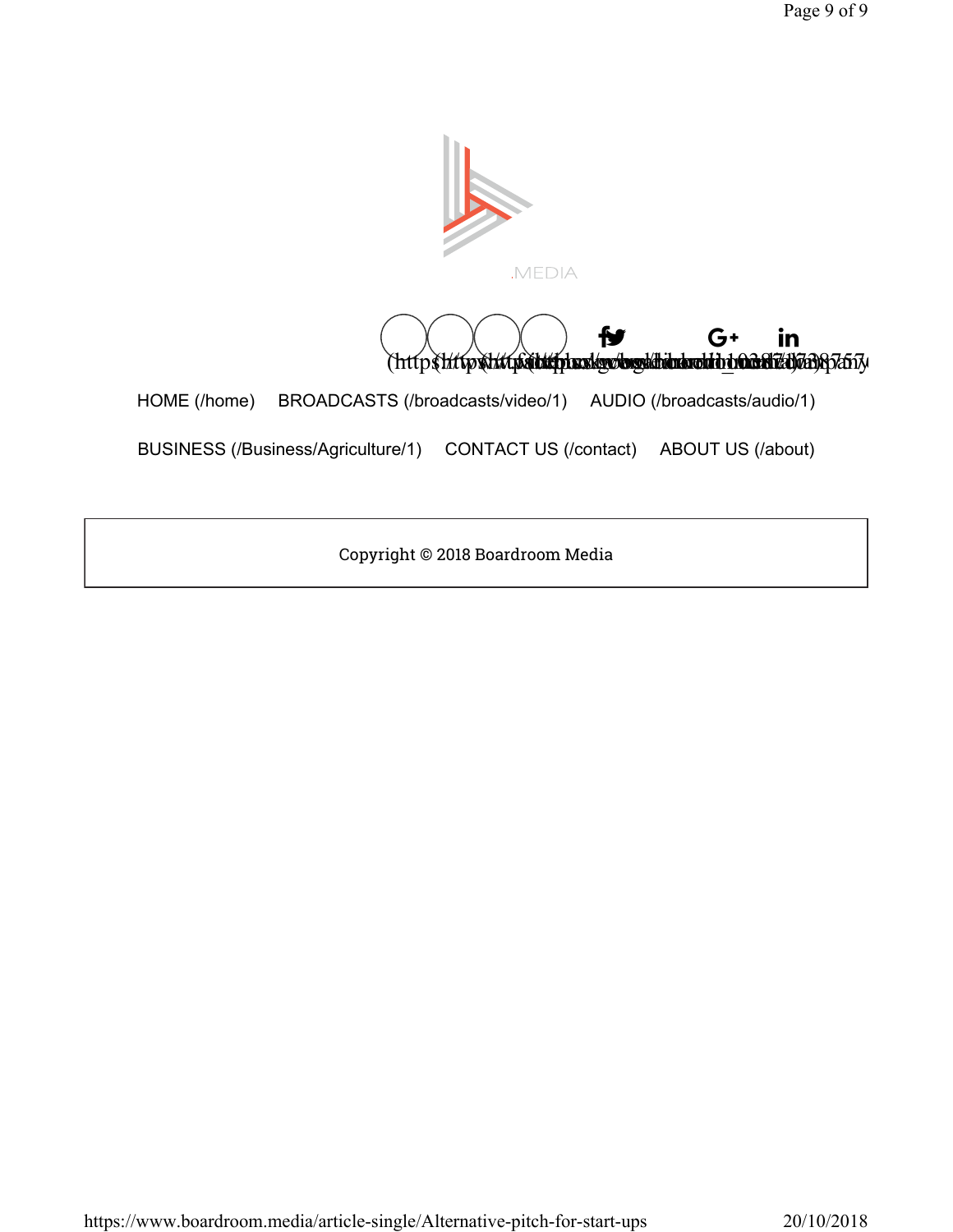.MEDIA

HOME (/home) BROADCASTS (/broadcasts/video/1) AUDIO (/broadcasts/audio/1)

BUSINESS (/Business/Agriculture/1) CONTACT US (/contact) ABOUT US (/about)

Copyright © 2018 Boardroom Media